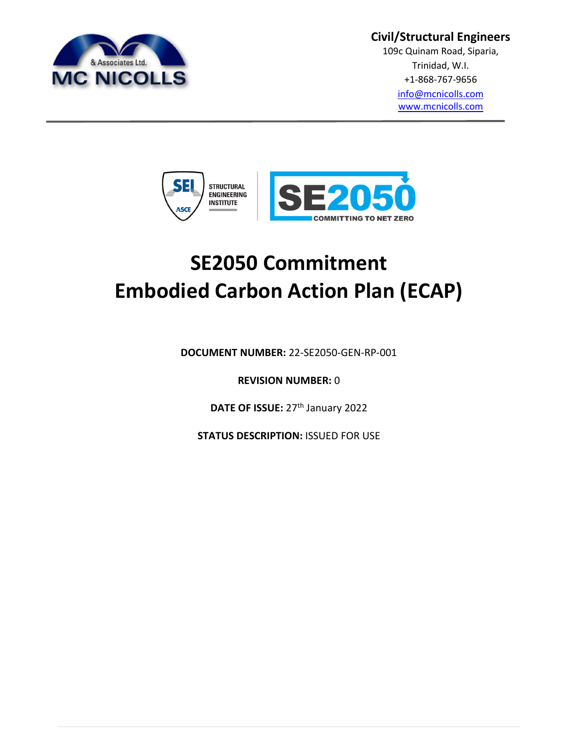**Civil/Structural Engineers**

109c Quinam Road, Siparia,
Trinidad, W.I.
+1-868-767-9656
info@mcnicolls.com
www.mcnicolls.com

# SE2050 Commitment Embodied Carbon Action Plan (ECAP)

**DOCUMENT NUMBER:** 22-SE2050-GEN-RP-001

**REVISION NUMBER:** 0

**DATE OF ISSUE:** 27th January 2022

**STATUS DESCRIPTION:** ISSUED FOR USE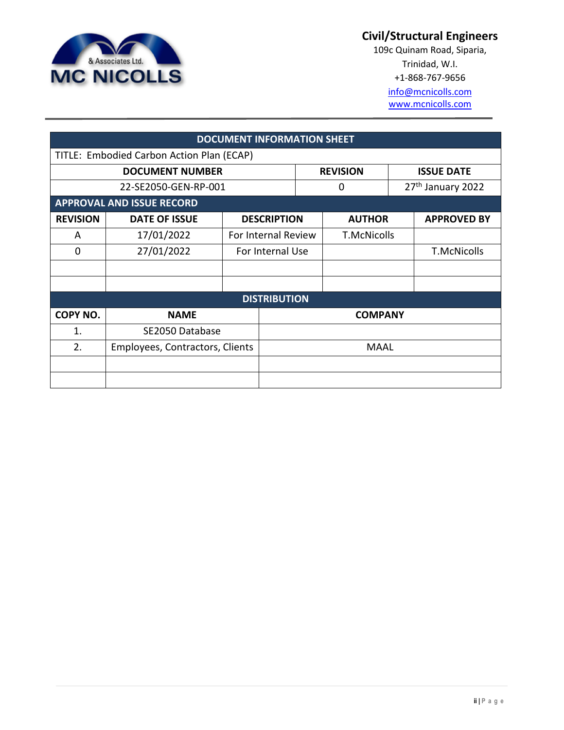MC NICOLLS & Associates Ltd.

**Civil/Structural Engineers**
109c Quinam Road, Siparia,
Trinidad, W.I.
+1-868-767-9656
info@mcnicolls.com
www.mcnicolls.com

| DOCUMENT INFORMATION SHEET | | |
|---|---|---|
| TITLE: Embodied Carbon Action Plan (ECAP) | | |
| **DOCUMENT NUMBER** | **REVISION** | **ISSUE DATE** |
| 22-SE2050-GEN-RP-001 | 0 | 27th January 2022 |

**APPROVAL AND ISSUE RECORD**

| REVISION | DATE OF ISSUE | DESCRIPTION | AUTHOR | APPROVED BY |
|---|---|---|---|---|
| A | 17/01/2022 | For Internal Review | T.McNicolls | |
| 0 | 27/01/2022 | For Internal Use | | T.McNicolls |
| | | | | |
| | | | | |

**DISTRIBUTION**

| COPY NO. | NAME | COMPANY |
|---|---|---|
| 1. | SE2050 Database | |
| 2. | Employees, Contractors, Clients | MAAL |
| | | |
| | | |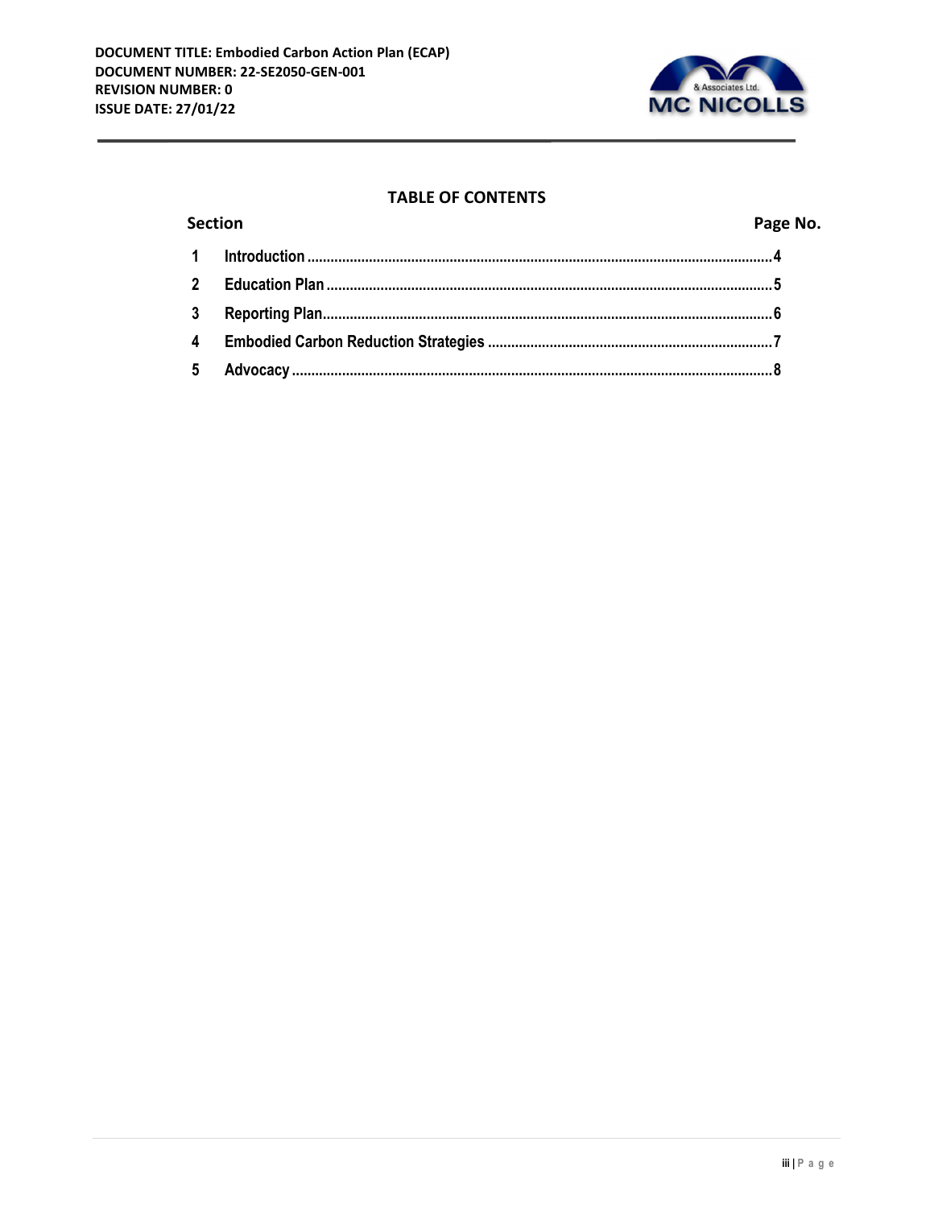## TABLE OF CONTENTS

| Section | | Page No. |
|---|---|---|
| 1 | Introduction | 4 |
| 2 | Education Plan | 5 |
| 3 | Reporting Plan | 6 |
| 4 | Embodied Carbon Reduction Strategies | 7 |
| 5 | Advocacy | 8 |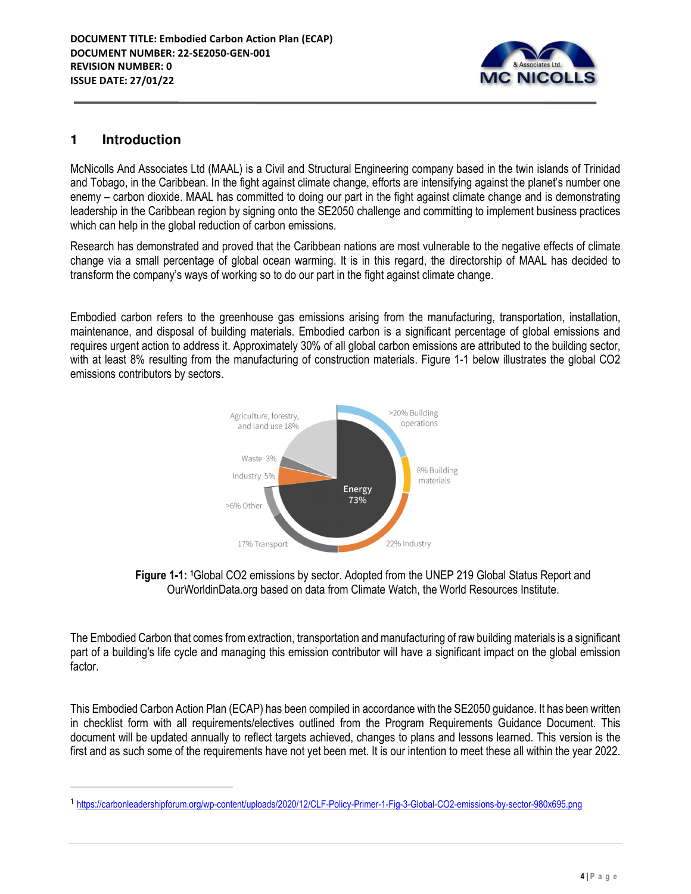# 1 Introduction

McNicolls And Associates Ltd (MAAL) is a Civil and Structural Engineering company based in the twin islands of Trinidad and Tobago, in the Caribbean. In the fight against climate change, efforts are intensifying against the planet's number one enemy – carbon dioxide. MAAL has committed to doing our part in the fight against climate change and is demonstrating leadership in the Caribbean region by signing onto the SE2050 challenge and committing to implement business practices which can help in the global reduction of carbon emissions.

Research has demonstrated and proved that the Caribbean nations are most vulnerable to the negative effects of climate change via a small percentage of global ocean warming. It is in this regard, the directorship of MAAL has decided to transform the company's ways of working so to do our part in the fight against climate change.

Embodied carbon refers to the greenhouse gas emissions arising from the manufacturing, transportation, installation, maintenance, and disposal of building materials. Embodied carbon is a significant percentage of global emissions and requires urgent action to address it. Approximately 30% of all global carbon emissions are attributed to the building sector, with at least 8% resulting from the manufacturing of construction materials. Figure 1-1 below illustrates the global CO2 emissions contributors by sectors.

**Figure 1-1:** [1]Global CO2 emissions by sector. Adopted from the UNEP 219 Global Status Report and OurWorldinData.org based on data from Climate Watch, the World Resources Institute.

The Embodied Carbon that comes from extraction, transportation and manufacturing of raw building materials is a significant part of a building's life cycle and managing this emission contributor will have a significant impact on the global emission factor.

This Embodied Carbon Action Plan (ECAP) has been compiled in accordance with the SE2050 guidance. It has been written in checklist form with all requirements/electives outlined from the Program Requirements Guidance Document. This document will be updated annually to reflect targets achieved, changes to plans and lessons learned. This version is the first and as such some of the requirements have not yet been met. It is our intention to meet these all within the year 2022.

---

[1] https://carbonleadershipforum.org/wp-content/uploads/2020/12/CLF-Policy-Primer-1-Fig-3-Global-CO2-emissions-by-sector-980x695.png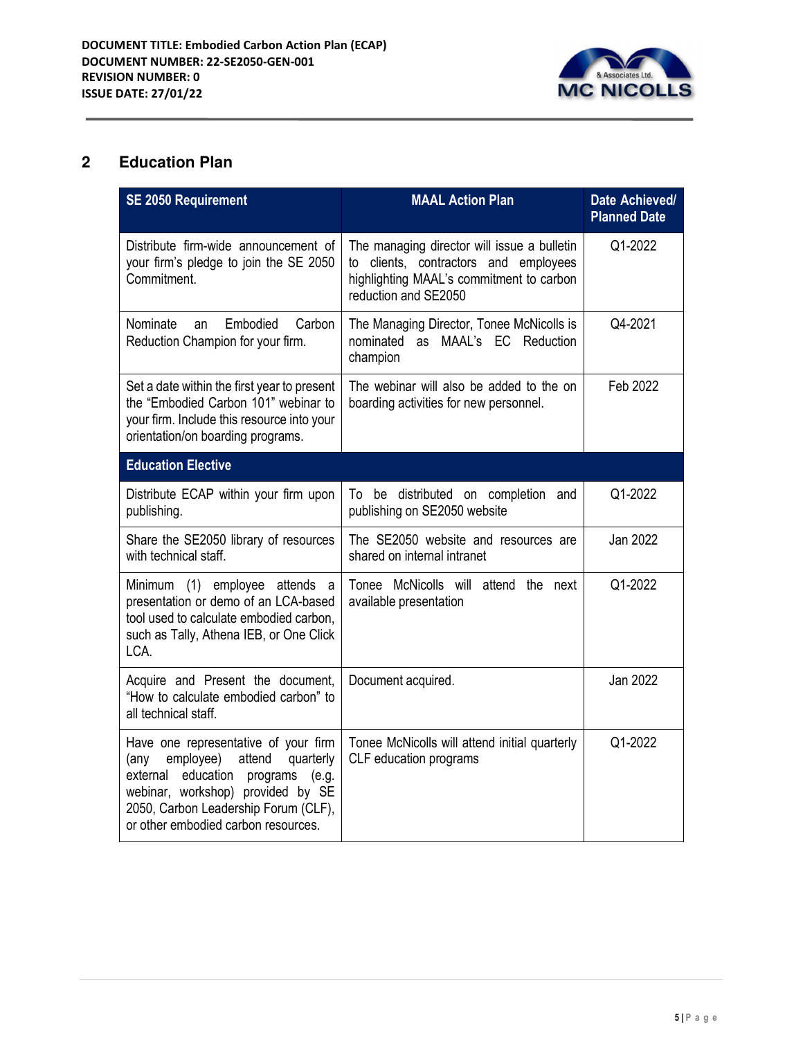## 2 Education Plan

| SE 2050 Requirement | MAAL Action Plan | Date Achieved/ Planned Date |
|---|---|---|
| Distribute firm-wide announcement of your firm's pledge to join the SE 2050 Commitment. | The managing director will issue a bulletin to clients, contractors and employees highlighting MAAL's commitment to carbon reduction and SE2050 | Q1-2022 |
| Nominate an Embodied Carbon Reduction Champion for your firm. | The Managing Director, Tonee McNicolls is nominated as MAAL's EC Reduction champion | Q4-2021 |
| Set a date within the first year to present the "Embodied Carbon 101" webinar to your firm. Include this resource into your orientation/on boarding programs. | The webinar will also be added to the on boarding activities for new personnel. | Feb 2022 |
| **Education Elective** | | |
| Distribute ECAP within your firm upon publishing. | To be distributed on completion and publishing on SE2050 website | Q1-2022 |
| Share the SE2050 library of resources with technical staff. | The SE2050 website and resources are shared on internal intranet | Jan 2022 |
| Minimum (1) employee attends a presentation or demo of an LCA-based tool used to calculate embodied carbon, such as Tally, Athena IEB, or One Click LCA. | Tonee McNicolls will attend the next available presentation | Q1-2022 |
| Acquire and Present the document, "How to calculate embodied carbon" to all technical staff. | Document acquired. | Jan 2022 |
| Have one representative of your firm (any employee) attend quarterly external education programs (e.g. webinar, workshop) provided by SE 2050, Carbon Leadership Forum (CLF), or other embodied carbon resources. | Tonee McNicolls will attend initial quarterly CLF education programs | Q1-2022 |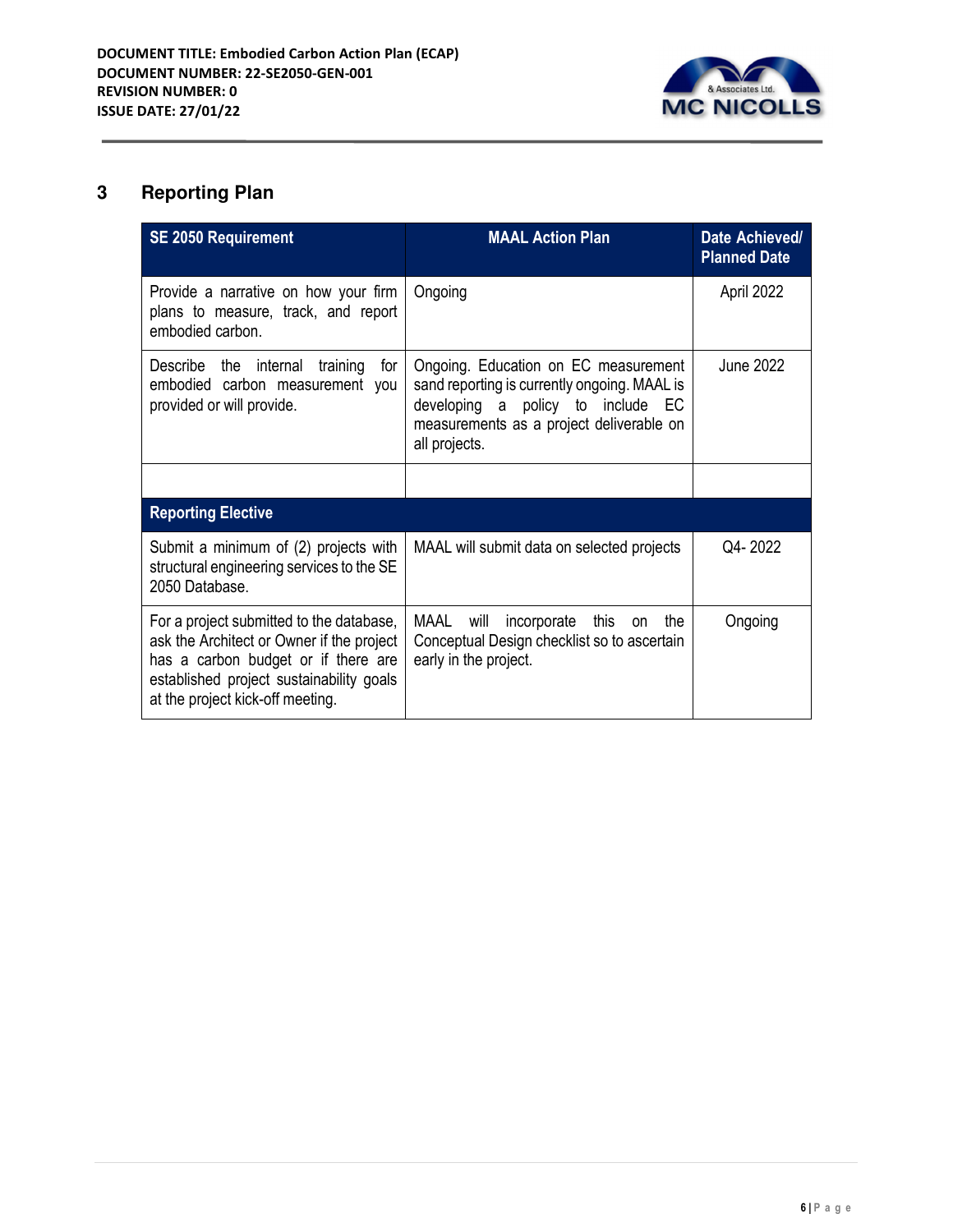# 3 Reporting Plan

| SE 2050 Requirement | MAAL Action Plan | Date Achieved/ Planned Date |
|---|---|---|
| Provide a narrative on how your firm plans to measure, track, and report embodied carbon. | Ongoing | April 2022 |
| Describe the internal training for embodied carbon measurement you provided or will provide. | Ongoing. Education on EC measurement sand reporting is currently ongoing. MAAL is developing a policy to include EC measurements as a project deliverable on all projects. | June 2022 |
| | | |
| **Reporting Elective** | | |
| Submit a minimum of (2) projects with structural engineering services to the SE 2050 Database. | MAAL will submit data on selected projects | Q4- 2022 |
| For a project submitted to the database, ask the Architect or Owner if the project has a carbon budget or if there are established project sustainability goals at the project kick-off meeting. | MAAL will incorporate this on the Conceptual Design checklist so to ascertain early in the project. | Ongoing |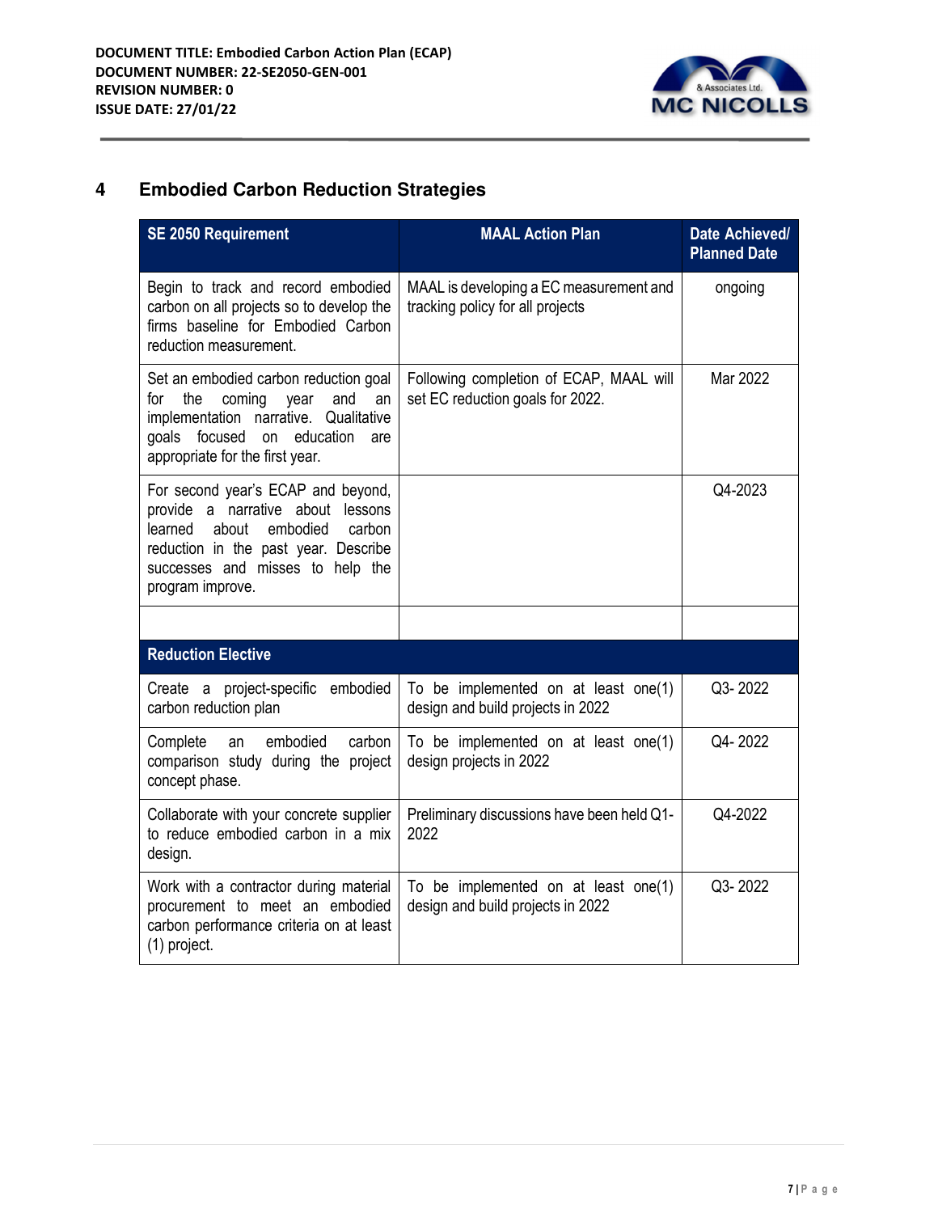# 4 Embodied Carbon Reduction Strategies

| SE 2050 Requirement | MAAL Action Plan | Date Achieved/ Planned Date |
|---|---|---|
| Begin to track and record embodied carbon on all projects so to develop the firms baseline for Embodied Carbon reduction measurement. | MAAL is developing a EC measurement and tracking policy for all projects | ongoing |
| Set an embodied carbon reduction goal for the coming year and an implementation narrative. Qualitative goals focused on education are appropriate for the first year. | Following completion of ECAP, MAAL will set EC reduction goals for 2022. | Mar 2022 |
| For second year's ECAP and beyond, provide a narrative about lessons learned about embodied carbon reduction in the past year. Describe successes and misses to help the program improve. | | Q4-2023 |
| | | |
| **Reduction Elective** | | |
| Create a project-specific embodied carbon reduction plan | To be implemented on at least one(1) design and build projects in 2022 | Q3- 2022 |
| Complete an embodied carbon comparison study during the project concept phase. | To be implemented on at least one(1) design projects in 2022 | Q4- 2022 |
| Collaborate with your concrete supplier to reduce embodied carbon in a mix design. | Preliminary discussions have been held Q1-2022 | Q4-2022 |
| Work with a contractor during material procurement to meet an embodied carbon performance criteria on at least (1) project. | To be implemented on at least one(1) design and build projects in 2022 | Q3- 2022 |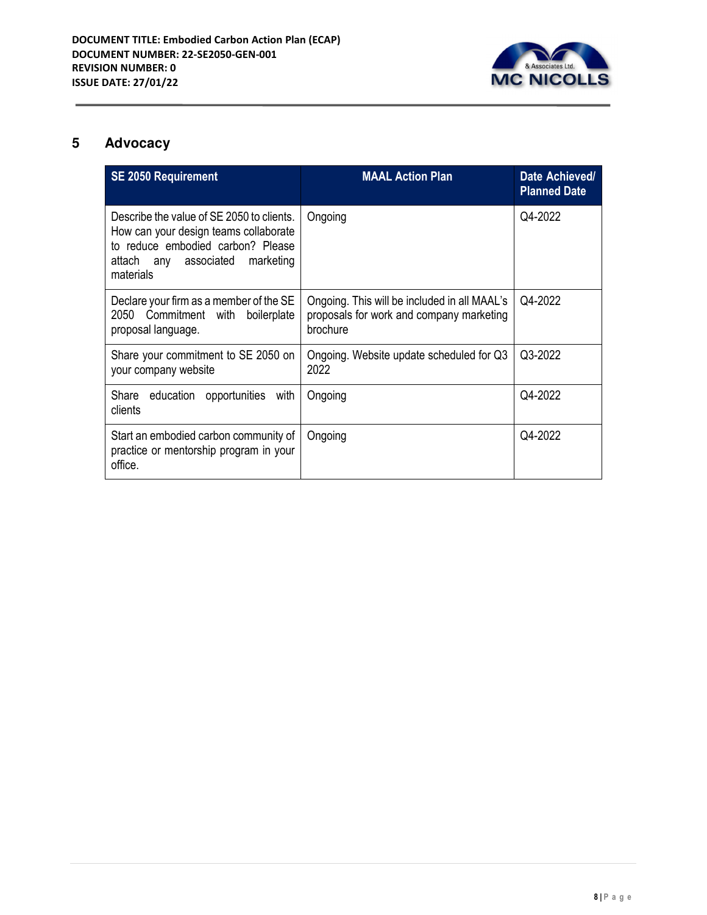## 5 Advocacy

| SE 2050 Requirement | MAAL Action Plan | Date Achieved/ Planned Date |
|---|---|---|
| Describe the value of SE 2050 to clients. How can your design teams collaborate to reduce embodied carbon? Please attach any associated marketing materials | Ongoing | Q4-2022 |
| Declare your firm as a member of the SE 2050 Commitment with boilerplate proposal language. | Ongoing. This will be included in all MAAL's proposals for work and company marketing brochure | Q4-2022 |
| Share your commitment to SE 2050 on your company website | Ongoing. Website update scheduled for Q3 2022 | Q3-2022 |
| Share education opportunities with clients | Ongoing | Q4-2022 |
| Start an embodied carbon community of practice or mentorship program in your office. | Ongoing | Q4-2022 |